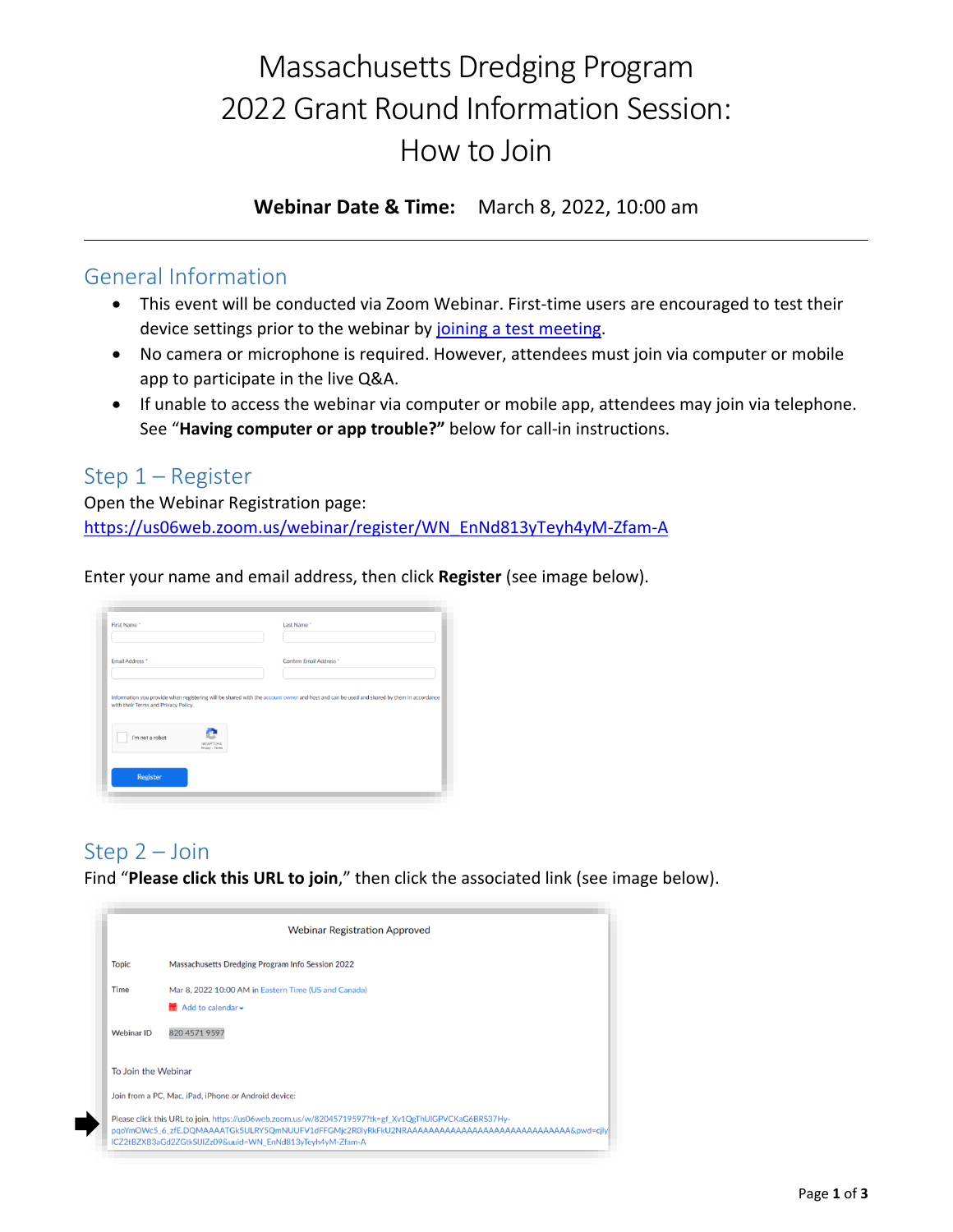# Massachusetts Dredging Program 2022 Grant Round Information Session: How to Join

**Webinar Date & Time:** March 8, 2022, 10:00 am

---

## General Information

- This event will be conducted via Zoom Webinar. First-time users are encouraged to test their device settings prior to the webinar by joining a test meeting.
- No camera or microphone is required. However, attendees must join via computer or mobile app to participate in the live Q&A.
- If unable to access the webinar via computer or mobile app, attendees may join via telephone. See "**Having computer or app trouble?**" below for call-in instructions.

## Step 1 – Register

Open the Webinar Registration page:
https://us06web.zoom.us/webinar/register/WN_EnNd813yTeyh4yM-Zfam-A

Enter your name and email address, then click **Register** (see image below).

## Step 2 – Join

Find "**Please click this URL to join**," then click the associated link (see image below).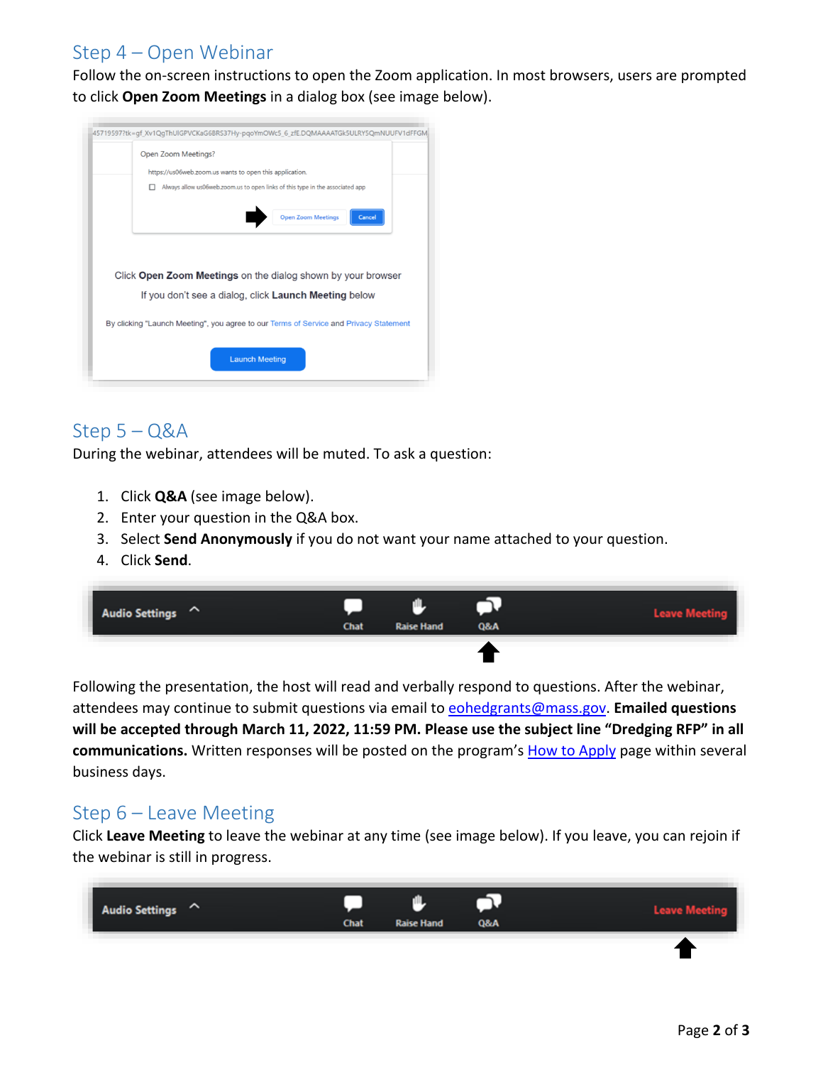## Step 4 – Open Webinar

Follow the on-screen instructions to open the Zoom application. In most browsers, users are prompted to click **Open Zoom Meetings** in a dialog box (see image below).

## Step 5 – Q&A

During the webinar, attendees will be muted. To ask a question:

1. Click **Q&A** (see image below).
2. Enter your question in the Q&A box.
3. Select **Send Anonymously** if you do not want your name attached to your question.
4. Click **Send**.

Following the presentation, the host will read and verbally respond to questions. After the webinar, attendees may continue to submit questions via email to eohedgrants@mass.gov. **Emailed questions will be accepted through March 11, 2022, 11:59 PM. Please use the subject line "Dredging RFP" in all communications.** Written responses will be posted on the program's How to Apply page within several business days.

## Step 6 – Leave Meeting

Click **Leave Meeting** to leave the webinar at any time (see image below). If you leave, you can rejoin if the webinar is still in progress.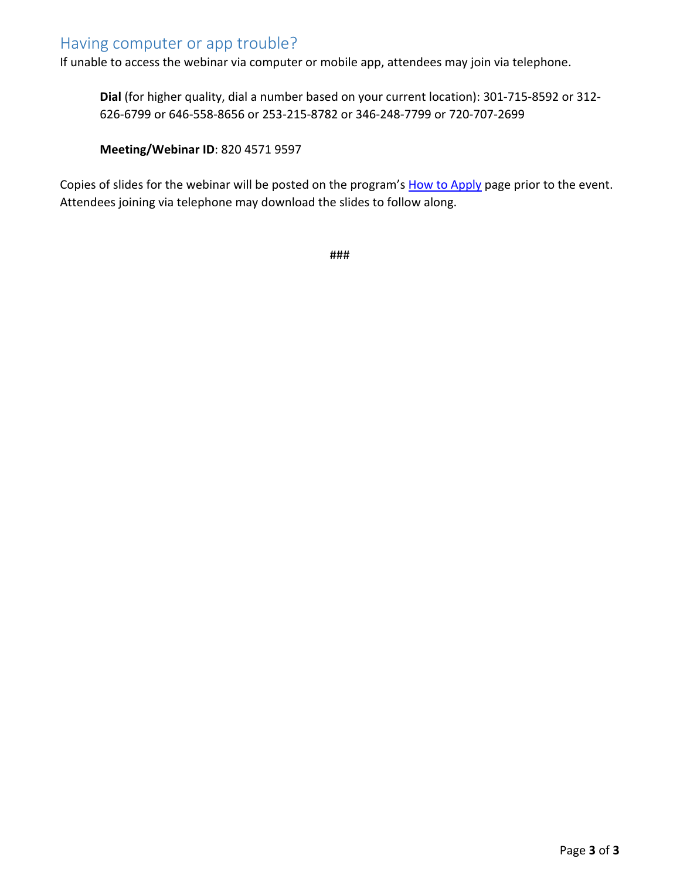## Having computer or app trouble?

If unable to access the webinar via computer or mobile app, attendees may join via telephone.

> **Dial** (for higher quality, dial a number based on your current location): 301-715-8592 or 312-626-6799 or 646-558-8656 or 253-215-8782 or 346-248-7799 or 720-707-2699
>
> **Meeting/Webinar ID**: 820 4571 9597

Copies of slides for the webinar will be posted on the program's How to Apply page prior to the event. Attendees joining via telephone may download the slides to follow along.

###